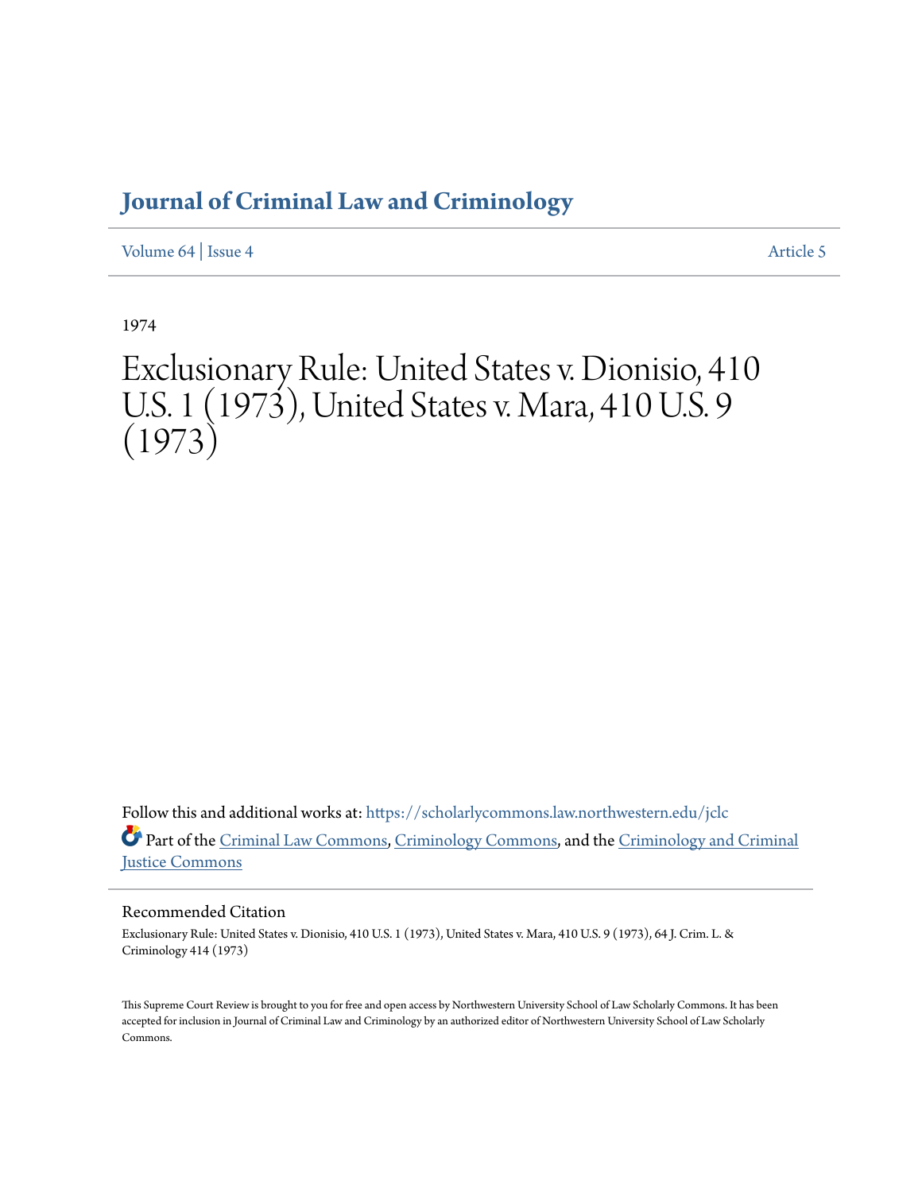# Journal of Criminal Law and Criminology

Volume 64 | Issue 4 Article 5

1974

# Exclusionary Rule: United States v. Dionisio, 410 U.S. 1 (1973), United States v. Mara, 410 U.S. 9 (1973)

Follow this and additional works at: https://scholarlycommons.law.northwestern.edu/jclc

Part of the Criminal Law Commons, Criminology Commons, and the Criminology and Criminal Justice Commons

## Recommended Citation

Exclusionary Rule: United States v. Dionisio, 410 U.S. 1 (1973), United States v. Mara, 410 U.S. 9 (1973), 64 J. Crim. L. & Criminology 414 (1973)

This Supreme Court Review is brought to you for free and open access by Northwestern University School of Law Scholarly Commons. It has been accepted for inclusion in Journal of Criminal Law and Criminology by an authorized editor of Northwestern University School of Law Scholarly Commons.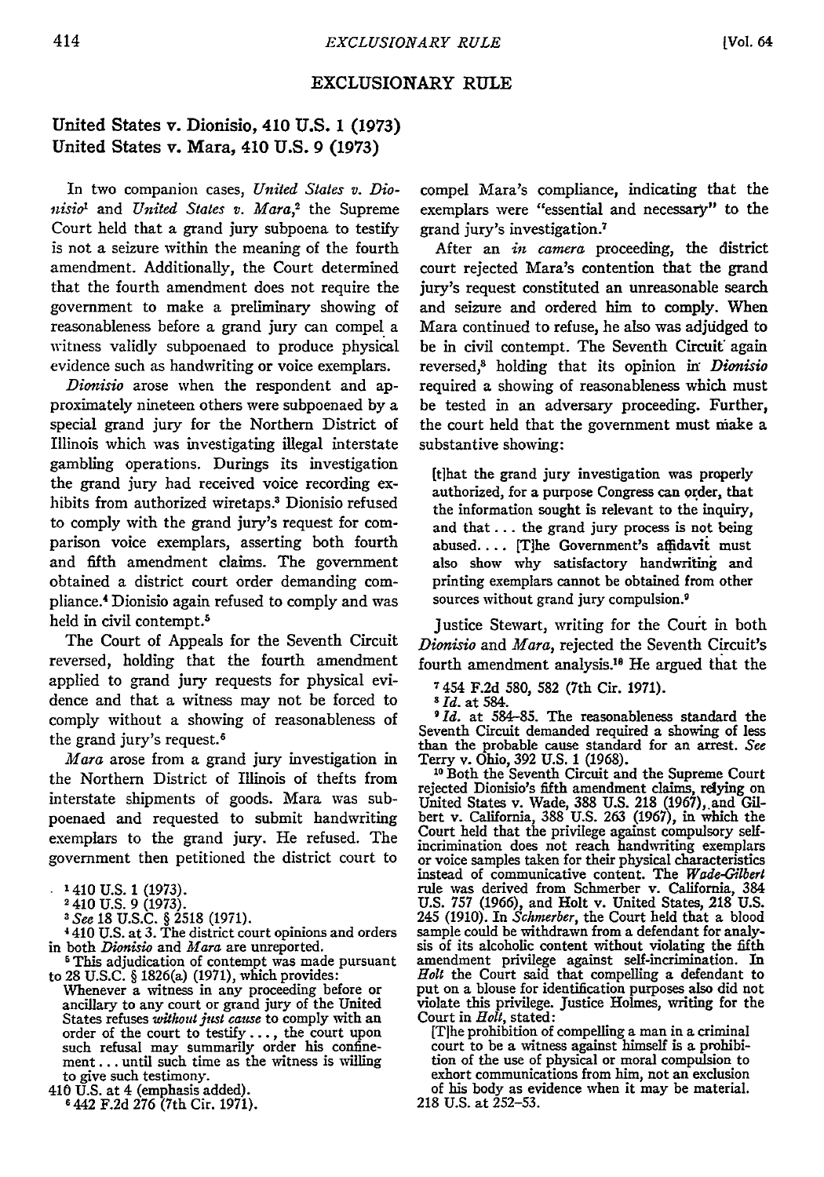# EXCLUSIONARY RULE

## United States v. Dionisio, 410 U.S. 1 (1973)
## United States v. Mara, 410 U.S. 9 (1973)

In two companion cases, *United States v. Dionisio*[1] and *United States v. Mara*,[2] the Supreme Court held that a grand jury subpoena to testify is not a seizure within the meaning of the fourth amendment. Additionally, the Court determined that the fourth amendment does not require the government to make a preliminary showing of reasonableness before a grand jury can compel a witness validly subpoenaed to produce physical evidence such as handwriting or voice exemplars.

*Dionisio* arose when the respondent and approximately nineteen others were subpoenaed by a special grand jury for the Northern District of Illinois which was investigating illegal interstate gambling operations. Durings its investigation the grand jury had received voice recording exhibits from authorized wiretaps.[3] Dionisio refused to comply with the grand jury's request for comparison voice exemplars, asserting both fourth and fifth amendment claims. The government obtained a district court order demanding compliance.[4] Dionisio again refused to comply and was held in civil contempt.[5]

The Court of Appeals for the Seventh Circuit reversed, holding that the fourth amendment applied to grand jury requests for physical evidence and that a witness may not be forced to comply without a showing of reasonableness of the grand jury's request.[6]

*Mara* arose from a grand jury investigation in the Northern District of Illinois of thefts from interstate shipments of goods. Mara was subpoenaed and requested to submit handwriting exemplars to the grand jury. He refused. The government then petitioned the district court to compel Mara's compliance, indicating that the exemplars were "essential and necessary" to the grand jury's investigation.[7]

After an *in camera* proceeding, the district court rejected Mara's contention that the grand jury's request constituted an unreasonable search and seizure and ordered him to comply. When Mara continued to refuse, he also was adjudged to be in civil contempt. The Seventh Circuit again reversed,[8] holding that its opinion in *Dionisio* required a showing of reasonableness which must be tested in an adversary proceeding. Further, the court held that the government must make a substantive showing:

> [t]hat the grand jury investigation was properly authorized, for a purpose Congress can order, that the information sought is relevant to the inquiry, and that . . . the grand jury process is not being abused. . . . [T]he Government's affidavit must also show why satisfactory handwriting and printing exemplars cannot be obtained from other sources without grand jury compulsion.[9]

Justice Stewart, writing for the Court in both *Dionisio* and *Mara*, rejected the Seventh Circuit's fourth amendment analysis.[10] He argued that the

---

[1] 410 U.S. 1 (1973).

[2] 410 U.S. 9 (1973).

[3] *See* 18 U.S.C. § 2518 (1971).

[4] 410 U.S. at 3. The district court opinions and orders in both *Dionisio* and *Mara* are unreported.

[5] This adjudication of contempt was made pursuant to 28 U.S.C. § 1826(a) (1971), which provides:

> Whenever a witness in any proceeding before or ancillary to any court or grand jury of the United States refuses *without just cause* to comply with an order of the court to testify . . . , the court upon such refusal may summarily order his confinement . . . until such time as the witness is willing to give such testimony.

410 U.S. at 4 (emphasis added).

[6] 442 F.2d 276 (7th Cir. 1971).

[7] 454 F.2d 580, 582 (7th Cir. 1971).

[8] *Id.* at 584.

[9] *Id.* at 584–85. The reasonableness standard the Seventh Circuit demanded required a showing of less than the probable cause standard for an arrest. *See* Terry v. Ohio, 392 U.S. 1 (1968).

[10] Both the Seventh Circuit and the Supreme Court rejected Dionisio's fifth amendment claims, relying on United States v. Wade, 388 U.S. 218 (1967), and Gilbert v. California, 388 U.S. 263 (1967), in which the Court held that the privilege against compulsory self-incrimination does not reach handwriting exemplars or voice samples taken for their physical characteristics instead of communicative content. The *Wade-Gilbert* rule was derived from Schmerber v. California, 384 U.S. 757 (1966), and Holt v. United States, 218 U.S. 245 (1910). In *Schmerber*, the Court held that a blood sample could be withdrawn from a defendant for analysis of its alcoholic content without violating the fifth amendment privilege against self-incrimination. In *Holt* the Court said that compelling a defendant to put on a blouse for identification purposes also did not violate this privilege. Justice Holmes, writing for the Court in *Holt*, stated:

> [T]he prohibition of compelling a man in a criminal court to be a witness against himself is a prohibition of the use of physical or moral compulsion to exhort communications from him, not an exclusion of his body as evidence when it may be material.

218 U.S. at 252–53.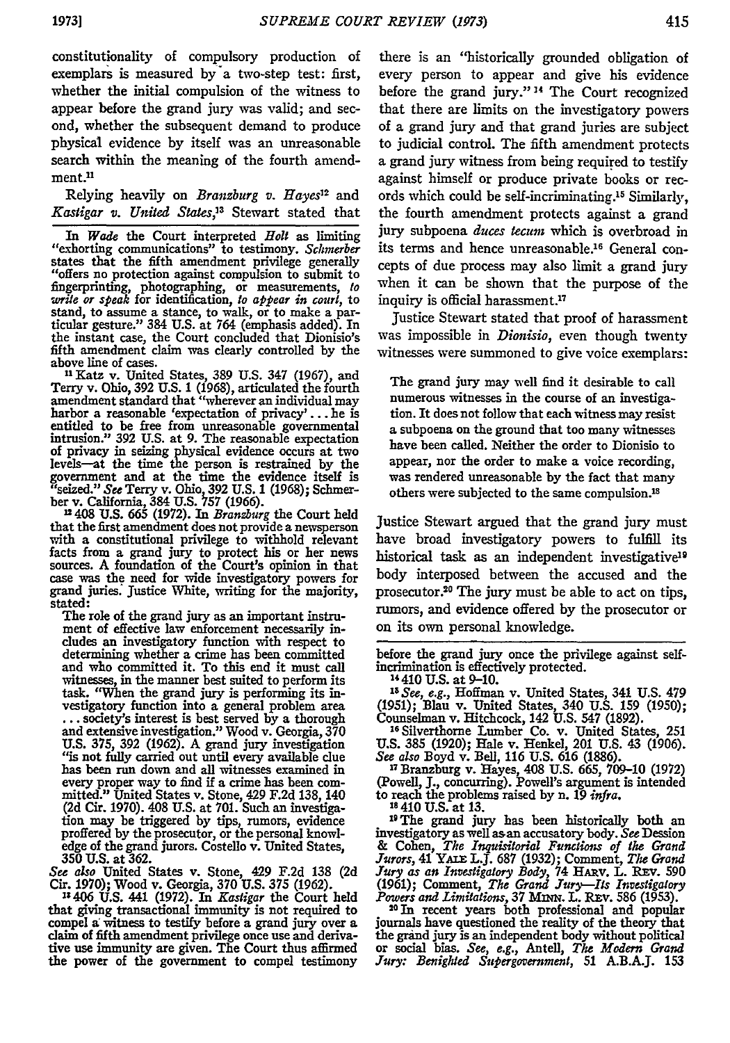constitutionality of compulsory production of exemplars is measured by a two-step test: first, whether the initial compulsion of the witness to appear before the grand jury was valid; and second, whether the subsequent demand to produce physical evidence by itself was an unreasonable search within the meaning of the fourth amendment.[11]

Relying heavily on *Branzburg v. Hayes*[12] and *Kastigar v. United States*,[13] Stewart stated that there is an "historically grounded obligation of every person to appear and give his evidence before the grand jury."[14] The Court recognized that there are limits on the investigatory powers of a grand jury and that grand juries are subject to judicial control. The fifth amendment protects a grand jury witness from being required to testify against himself or produce private books or records which could be self-incriminating.[15] Similarly, the fourth amendment protects against a grand jury subpoena *duces tecum* which is overbroad in its terms and hence unreasonable.[16] General concepts of due process may also limit a grand jury when it can be shown that the purpose of the inquiry is official harassment.[17]

Justice Stewart stated that proof of harassment was impossible in *Dionisio*, even though twenty witnesses were summoned to give voice exemplars:

> The grand jury may well find it desirable to call numerous witnesses in the course of an investigation. It does not follow that each witness may resist a subpoena on the ground that too many witnesses have been called. Neither the order to Dionisio to appear, nor the order to make a voice recording, was rendered unreasonable by the fact that many others were subjected to the same compulsion.[18]

Justice Stewart argued that the grand jury must have broad investigatory powers to fulfill its historical task as an independent investigative[19] body interposed between the accused and the prosecutor.[20] The jury must be able to act on tips, rumors, and evidence offered by the prosecutor or on its own personal knowledge.

---

In *Wade* the Court interpreted *Holt* as limiting "exhorting communications" to testimony. *Schmerber* states that the fifth amendment privilege generally "offers no protection against compulsion to submit to fingerprinting, photographing, or measurements, *to write or speak* for identification, *to appear in court*, to stand, to assume a stance, to walk, or to make a particular gesture." 384 U.S. at 764 (emphasis added). In the instant case, the Court concluded that Dionisio's fifth amendment claim was clearly controlled by the above line of cases.

[11] Katz v. United States, 389 U.S. 347 (1967), and Terry v. Ohio, 392 U.S. 1 (1968), articulated the fourth amendment standard that "wherever an individual may harbor a reasonable 'expectation of privacy' . . . he is entitled to be free from unreasonable governmental intrusion." 392 U.S. at 9. The reasonable expectation of privacy in seizing physical evidence occurs at two levels—at the time the person is restrained by the government and at the time the evidence itself is "seized." *See* Terry v. Ohio, 392 U.S. 1 (1968); Schmerber v. California, 384 U.S. 757 (1966).

[12] 408 U.S. 665 (1972). In *Branzburg* the Court held that the first amendment does not provide a newsperson with a constitutional privilege to withhold relevant facts from a grand jury to protect his or her news sources. A foundation of the Court's opinion in that case was the need for wide investigatory powers for grand juries. Justice White, writing for the majority, stated:

The role of the grand jury as an important instrument of effective law enforcement necessarily includes an investigatory function with respect to determining whether a crime has been committed and who committed it. To this end it must call witnesses, in the manner best suited to perform its task. "When the grand jury is performing its investigatory function into a general problem area . . . society's interest is best served by a thorough and extensive investigation." Wood v. Georgia, 370 U.S. 375, 392 (1962). A grand jury investigation "is not fully carried out until every available clue has been run down and all witnesses examined in every proper way to find if a crime has been committed." United States v. Stone, 429 F.2d 138, 140 (2d Cir. 1970). 408 U.S. at 701. Such an investigation may be triggered by tips, rumors, evidence proffered by the prosecutor, or the personal knowledge of the grand jurors. Costello v. United States, 350 U.S. at 362.

*See also* United States v. Stone, 429 F.2d 138 (2d Cir. 1970); Wood v. Georgia, 370 U.S. 375 (1962).

[13] 406 U.S. 441 (1972). In *Kastigar* the Court held that giving transactional immunity is not required to compel a witness to testify before a grand jury over a claim of fifth amendment privilege once use and derivative use immunity are given. The Court thus affirmed the power of the government to compel testimony before the grand jury once the privilege against self-incrimination is effectively protected.

[14] 410 U.S. at 9–10.

[15] *See, e.g.*, Hoffman v. United States, 341 U.S. 479 (1951); Blau v. United States, 340 U.S. 159 (1950); Counselman v. Hitchcock, 142 U.S. 547 (1892).

[16] Silverthorne Lumber Co. v. United States, 251 U.S. 385 (1920); Hale v. Henkel, 201 U.S. 43 (1906). *See also* Boyd v. Bell, 116 U.S. 616 (1886).

[17] Branzburg v. Hayes, 408 U.S. 665, 709–10 (1972) (Powell, J., concurring). Powell's argument is intended to reach the problems raised by n. 19 *infra*.

[18] 410 U.S. at 13.

[19] The grand jury has been historically both an investigatory as well as an accusatory body. *See* Dession & Cohen, *The Inquisitorial Functions of the Grand Jurors*, 41 YALE L.J. 687 (1932); Comment, *The Grand Jury as an Investigatory Body*, 74 HARV. L. REV. 590 (1961); Comment, *The Grand Jury—Its Investigatory Powers and Limitations*, 37 MINN. L. REV. 586 (1953).

[20] In recent years both professional and popular journals have questioned the reality of the theory that the grand jury is an independent body without political or social bias. *See, e.g.*, Antell, *The Modern Grand Jury: Benighted Supergovernment*, 51 A.B.A.J. 153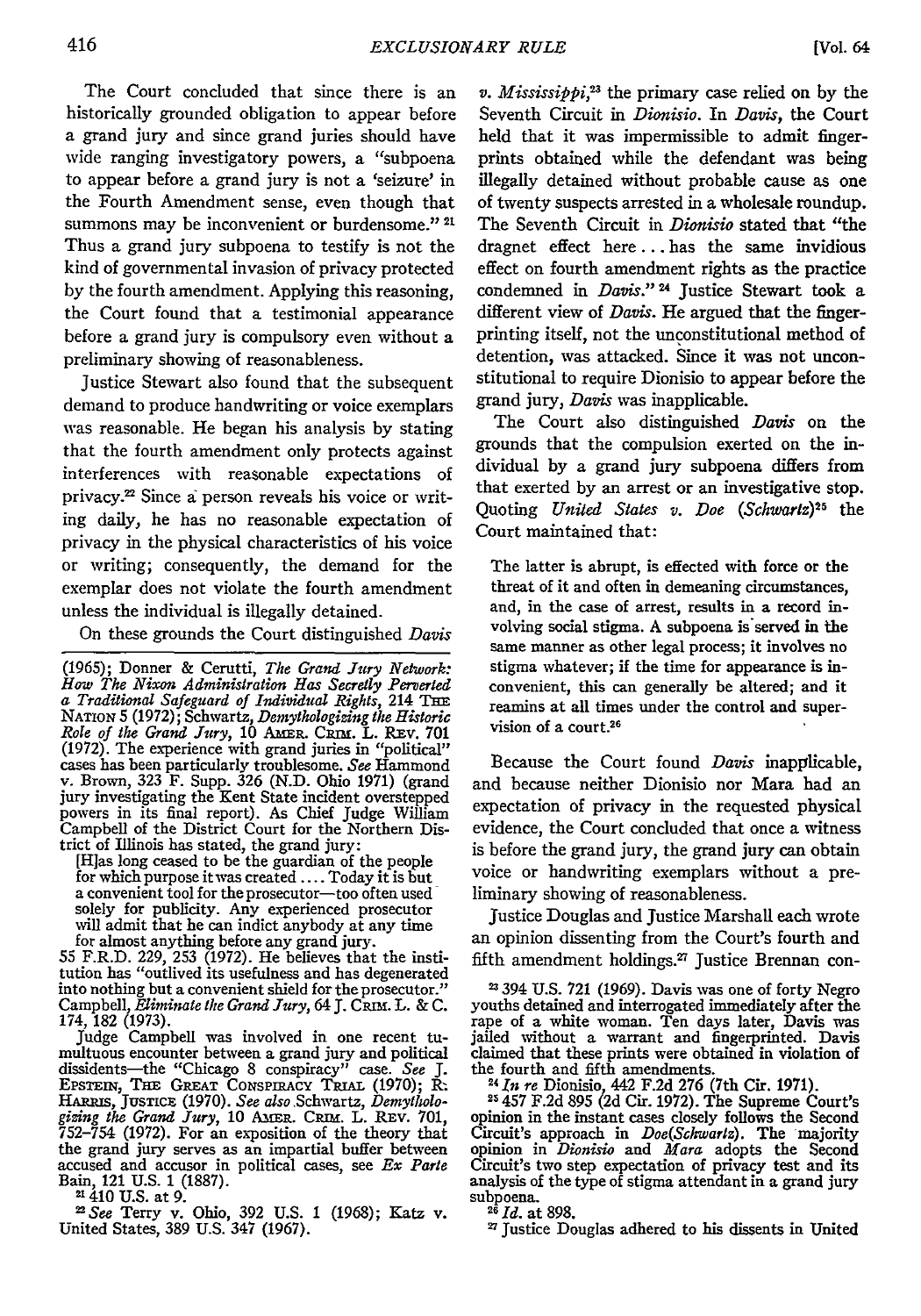The Court concluded that since there is an historically grounded obligation to appear before a grand jury and since grand juries should have wide ranging investigatory powers, a "subpoena to appear before a grand jury is not a 'seizure' in the Fourth Amendment sense, even though that summons may be inconvenient or burdensome."[21] Thus a grand jury subpoena to testify is not the kind of governmental invasion of privacy protected by the fourth amendment. Applying this reasoning, the Court found that a testimonial appearance before a grand jury is compulsory even without a preliminary showing of reasonableness.

Justice Stewart also found that the subsequent demand to produce handwriting or voice exemplars was reasonable. He began his analysis by stating that the fourth amendment only protects against interferences with reasonable expectations of privacy.[22] Since a person reveals his voice or writing daily, he has no reasonable expectation of privacy in the physical characteristics of his voice or writing; consequently, the demand for the exemplar does not violate the fourth amendment unless the individual is illegally detained.

On these grounds the Court distinguished *Davis v. Mississippi*,[23] the primary case relied on by the Seventh Circuit in *Dionisio*. In *Davis*, the Court held that it was impermissible to admit fingerprints obtained while the defendant was being illegally detained without probable cause as one of twenty suspects arrested in a wholesale roundup. The Seventh Circuit in *Dionisio* stated that "the dragnet effect here... has the same invidious effect on fourth amendment rights as the practice condemned in *Davis*."[24] Justice Stewart took a different view of *Davis*. He argued that the fingerprinting itself, not the unconstitutional method of detention, was attacked. Since it was not unconstitutional to require Dionisio to appear before the grand jury, *Davis* was inapplicable.

The Court also distinguished *Davis* on the grounds that the compulsion exerted on the individual by a grand jury subpoena differs from that exerted by an arrest or an investigative stop. Quoting *United States v. Doe (Schwartz)*[25] the Court maintained that:

> The latter is abrupt, is effected with force or the threat of it and often in demeaning circumstances, and, in the case of arrest, results in a record involving social stigma. A subpoena is served in the same manner as other legal process; it involves no stigma whatever; if the time for appearance is inconvenient, this can generally be altered; and it reamins at all times under the control and supervision of a court.[26]

Because the Court found *Davis* inapplicable, and because neither Dionisio nor Mara had an expectation of privacy in the requested physical evidence, the Court concluded that once a witness is before the grand jury, the grand jury can obtain voice or handwriting exemplars without a preliminary showing of reasonableness.

Justice Douglas and Justice Marshall each wrote an opinion dissenting from the Court's fourth and fifth amendment holdings.[27] Justice Brennan con-

---

(1965); Donner & Cerutti, *The Grand Jury Network: How The Nixon Administration Has Secretly Perverted a Traditional Safeguard of Individual Rights*, 214 THE NATION 5 (1972); Schwartz, *Demythologizing the Historic Role of the Grand Jury*, 10 AMER. CRIM. L. REV. 701 (1972). The experience with grand juries in "political" cases has been particularly troublesome. *See* Hammond v. Brown, 323 F. Supp. 326 (N.D. Ohio 1971) (grand jury investigating the Kent State incident overstepped powers in its final report). As Chief Judge William Campbell of the District Court for the Northern District of Illinois has stated, the grand jury:

> [H]as long ceased to be the guardian of the people for which purpose it was created .... Today it is but a convenient tool for the prosecutor—too often used solely for publicity. Any experienced prosecutor will admit that he can indict anybody at any time for almost anything before any grand jury.

55 F.R.D. 229, 253 (1972). He believes that the institution has "outlived its usefulness and has degenerated into nothing but a convenient shield for the prosecutor." Campbell, *Eliminate the Grand Jury*, 64 J. CRIM. L. & C. 174, 182 (1973).

Judge Campbell was involved in one recent tumultuous encounter between a grand jury and political dissidents—the "Chicago 8 conspiracy" case. *See* J. EPSTEIN, THE GREAT CONSPIRACY TRIAL (1970); R. HARRIS, JUSTICE (1970). *See also* Schwartz, *Demythologizing the Grand Jury*, 10 AMER. CRIM. L. REV. 701, 752–754 (1972). For an exposition of the theory that the grand jury serves as an impartial buffer between accused and accusor in political cases, see *Ex Parte* Bain, 121 U.S. 1 (1887).

[21] 410 U.S. at 9.

[22] *See* Terry v. Ohio, 392 U.S. 1 (1968); Katz v. United States, 389 U.S. 347 (1967).

[23] 394 U.S. 721 (1969). Davis was one of forty Negro youths detained and interrogated immediately after the rape of a white woman. Ten days later, Davis was jailed without a warrant and fingerprinted. Davis claimed that these prints were obtained in violation of the fourth and fifth amendments.

[24] *In re* Dionisio, 442 F.2d 276 (7th Cir. 1971).

[25] 457 F.2d 895 (2d Cir. 1972). The Supreme Court's opinion in the instant cases closely follows the Second Circuit's approach in *Doe(Schwartz)*. The majority opinion in *Dionisio* and *Mara* adopts the Second Circuit's two step expectation of privacy test and its analysis of the type of stigma attendant in a grand jury subpoena.

[26] *Id.* at 898.

[27] Justice Douglas adhered to his dissents in United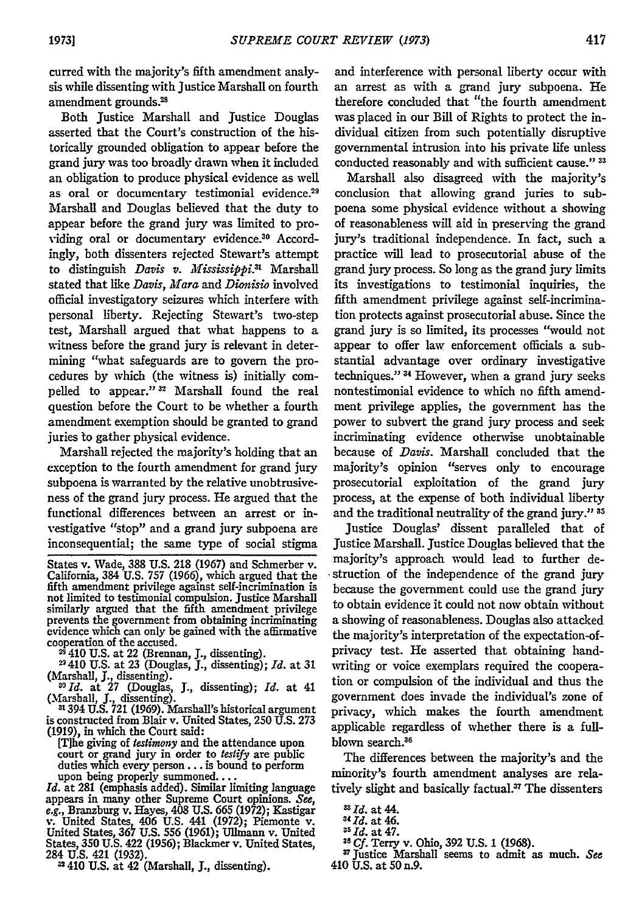curred with the majority's fifth amendment analysis while dissenting with Justice Marshall on fourth amendment grounds.[28]

Both Justice Marshall and Justice Douglas asserted that the Court's construction of the historically grounded obligation to appear before the grand jury was too broadly drawn when it included an obligation to produce physical evidence as well as oral or documentary testimonial evidence.[29] Marshall and Douglas believed that the duty to appear before the grand jury was limited to providing oral or documentary evidence.[30] Accordingly, both dissenters rejected Stewart's attempt to distinguish *Davis v. Mississippi*.[31] Marshall stated that like *Davis*, *Mara* and *Dionisio* involved official investigatory seizures which interfere with personal liberty. Rejecting Stewart's two-step test, Marshall argued that what happens to a witness before the grand jury is relevant in determining "what safeguards are to govern the procedures by which (the witness is) initially compelled to appear."[32] Marshall found the real question before the Court to be whether a fourth amendment exemption should be granted to grand juries to gather physical evidence.

Marshall rejected the majority's holding that an exception to the fourth amendment for grand jury subpoena is warranted by the relative unobtrusiveness of the grand jury process. He argued that the functional differences between an arrest or investigative "stop" and a grand jury subpoena are inconsequential; the same type of social stigma and interference with personal liberty occur with an arrest as with a grand jury subpoena. He therefore concluded that "the fourth amendment was placed in our Bill of Rights to protect the individual citizen from such potentially disruptive governmental intrusion into his private life unless conducted reasonably and with sufficient cause."[33]

Marshall also disagreed with the majority's conclusion that allowing grand juries to subpoena some physical evidence without a showing of reasonableness will aid in preserving the grand jury's traditional independence. In fact, such a practice will lead to prosecutorial abuse of the grand jury process. So long as the grand jury limits its investigations to testimonial inquiries, the fifth amendment privilege against self-incrimination protects against prosecutorial abuse. Since the grand jury is so limited, its processes "would not appear to offer law enforcement officials a substantial advantage over ordinary investigative techniques."[34] However, when a grand jury seeks nontestimonial evidence to which no fifth amendment privilege applies, the government has the power to subvert the grand jury process and seek incriminating evidence otherwise unobtainable because of *Davis*. Marshall concluded that the majority's opinion "serves only to encourage prosecutorial exploitation of the grand jury process, at the expense of both individual liberty and the traditional neutrality of the grand jury."[35]

Justice Douglas' dissent paralleled that of Justice Marshall. Justice Douglas believed that the majority's approach would lead to further destruction of the independence of the grand jury because the government could use the grand jury to obtain evidence it could not now obtain without a showing of reasonableness. Douglas also attacked the majority's interpretation of the expectation-of-privacy test. He asserted that obtaining handwriting or voice exemplars required the cooperation or compulsion of the individual and thus the government does invade the individual's zone of privacy, which makes the fourth amendment applicable regardless of whether there is a full-blown search.[36]

The differences between the majority's and the minority's fourth amendment analyses are relatively slight and basically factual.[37] The dissenters

---

States v. Wade, 388 U.S. 218 (1967) and Schmerber v. California, 384 U.S. 757 (1966), which argued that the fifth amendment privilege against self-incrimination is not limited to testimonial compulsion. Justice Marshall similarly argued that the fifth amendment privilege prevents the government from obtaining incriminating evidence which can only be gained with the affirmative cooperation of the accused.

[28] 410 U.S. at 22 (Brennan, J., dissenting).

[29] 410 U.S. at 23 (Douglas, J., dissenting); *Id.* at 31 (Marshall, J., dissenting).

[30] *Id.* at 27 (Douglas, J., dissenting); *Id.* at 41 (Marshall, J., dissenting).

[31] 394 U.S. 721 (1969). Marshall's historical argument is constructed from Blair v. United States, 250 U.S. 273 (1919), in which the Court said:

[T]he giving of *testimony* and the attendance upon court or grand jury in order to *testify* are public duties which every person . . . is bound to perform upon being properly summoned. . . .

*Id.* at 281 (emphasis added). Similar limiting language appears in many other Supreme Court opinions. *See, e.g.*, Branzburg v. Hayes, 408 U.S. 665 (1972); Kastigar v. United States, 406 U.S. 441 (1972); Piemonte v. United States, 367 U.S. 556 (1961); Ullmann v. United States, 350 U.S. 422 (1956); Blackmer v. United States, 284 U.S. 421 (1932).

[32] 410 U.S. at 42 (Marshall, J., dissenting).

[33] *Id.* at 44.

[34] *Id.* at 46.

[35] *Id.* at 47.

[36] *Cf.* Terry v. Ohio, 392 U.S. 1 (1968).

[37] Justice Marshall seems to admit as much. *See* 410 U.S. at 50 n.9.